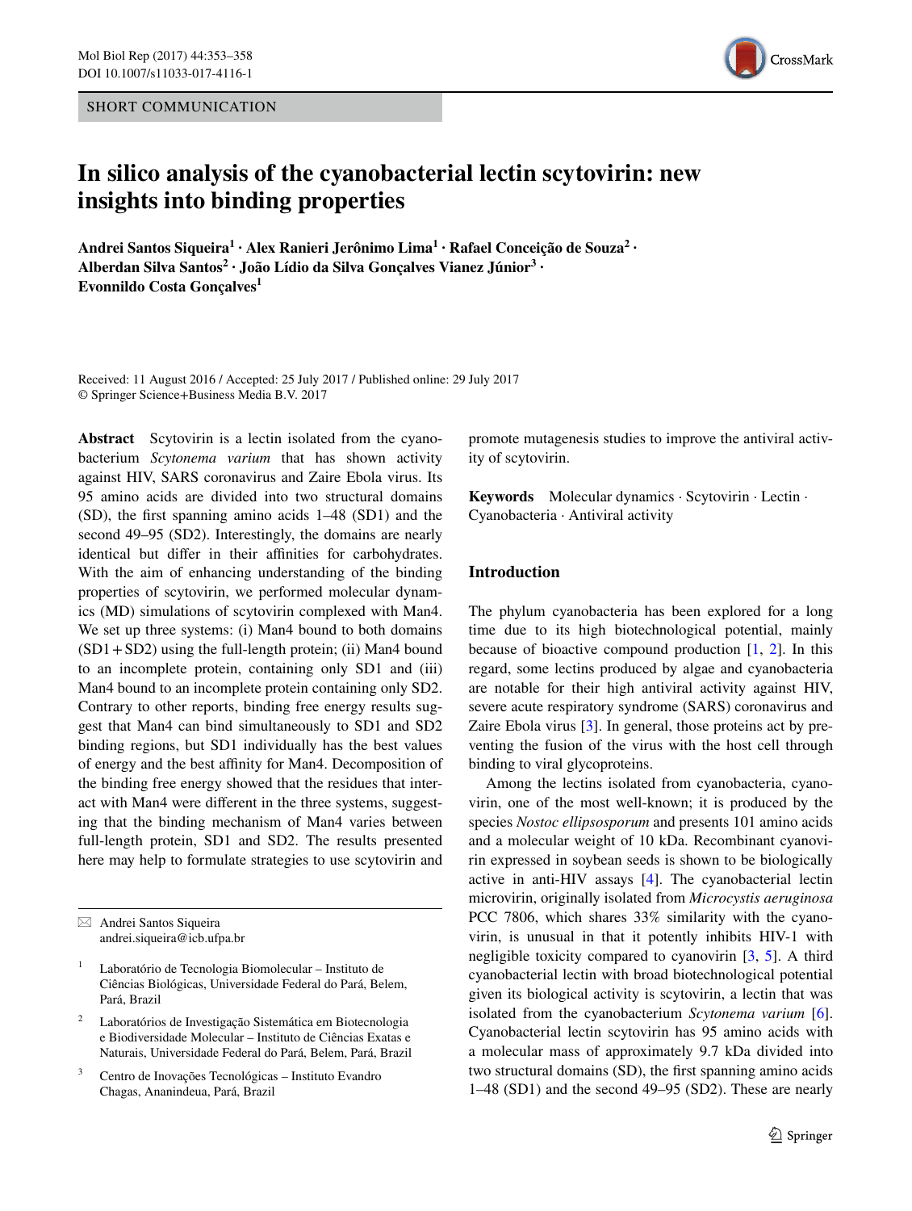SHORT COMMUNICATION

# In silico analysis of the cyanobacterial lectin scytovirin: new insights into binding properties

**Andrei Santos Siqueira[1] · Alex Ranieri Jerônimo Lima[1] · Rafael Conceição de Souza[2] · Alberdan Silva Santos[2] · João Lídio da Silva Gonçalves Vianez Júnior[3] · Evonnildo Costa Gonçalves[1]**

Received: 11 August 2016 / Accepted: 25 July 2017 / Published online: 29 July 2017
© Springer Science+Business Media B.V. 2017

**Abstract** Scytovirin is a lectin isolated from the cyanobacterium *Scytonema varium* that has shown activity against HIV, SARS coronavirus and Zaire Ebola virus. Its 95 amino acids are divided into two structural domains (SD), the first spanning amino acids 1–48 (SD1) and the second 49–95 (SD2). Interestingly, the domains are nearly identical but differ in their affinities for carbohydrates. With the aim of enhancing understanding of the binding properties of scytovirin, we performed molecular dynamics (MD) simulations of scytovirin complexed with Man4. We set up three systems: (i) Man4 bound to both domains (SD1 + SD2) using the full-length protein; (ii) Man4 bound to an incomplete protein, containing only SD1 and (iii) Man4 bound to an incomplete protein containing only SD2. Contrary to other reports, binding free energy results suggest that Man4 can bind simultaneously to SD1 and SD2 binding regions, but SD1 individually has the best values of energy and the best affinity for Man4. Decomposition of the binding free energy showed that the residues that interact with Man4 were different in the three systems, suggesting that the binding mechanism of Man4 varies between full-length protein, SD1 and SD2. The results presented here may help to formulate strategies to use scytovirin and promote mutagenesis studies to improve the antiviral activity of scytovirin.

**Keywords** Molecular dynamics · Scytovirin · Lectin · Cyanobacteria · Antiviral activity

✉ Andrei Santos Siqueira
andrei.siqueira@icb.ufpa.br

[1] Laboratório de Tecnologia Biomolecular – Instituto de Ciências Biológicas, Universidade Federal do Pará, Belem, Pará, Brazil

[2] Laboratórios de Investigação Sistemática em Biotecnologia e Biodiversidade Molecular – Instituto de Ciências Exatas e Naturais, Universidade Federal do Pará, Belem, Pará, Brazil

[3] Centro de Inovações Tecnológicas – Instituto Evandro Chagas, Ananindeua, Pará, Brazil

## Introduction

The phylum cyanobacteria has been explored for a long time due to its high biotechnological potential, mainly because of bioactive compound production [1, 2]. In this regard, some lectins produced by algae and cyanobacteria are notable for their high antiviral activity against HIV, severe acute respiratory syndrome (SARS) coronavirus and Zaire Ebola virus [3]. In general, those proteins act by preventing the fusion of the virus with the host cell through binding to viral glycoproteins.

Among the lectins isolated from cyanobacteria, cyanovirin, one of the most well-known; it is produced by the species *Nostoc ellipsosporum* and presents 101 amino acids and a molecular weight of 10 kDa. Recombinant cyanovirin expressed in soybean seeds is shown to be biologically active in anti-HIV assays [4]. The cyanobacterial lectin microvirin, originally isolated from *Microcystis aeruginosa* PCC 7806, which shares 33% similarity with the cyanovirin, is unusual in that it potently inhibits HIV-1 with negligible toxicity compared to cyanovirin [3, 5]. A third cyanobacterial lectin with broad biotechnological potential given its biological activity is scytovirin, a lectin that was isolated from the cyanobacterium *Scytonema varium* [6]. Cyanobacterial lectin scytovirin has 95 amino acids with a molecular mass of approximately 9.7 kDa divided into two structural domains (SD), the first spanning amino acids 1–48 (SD1) and the second 49–95 (SD2). These are nearly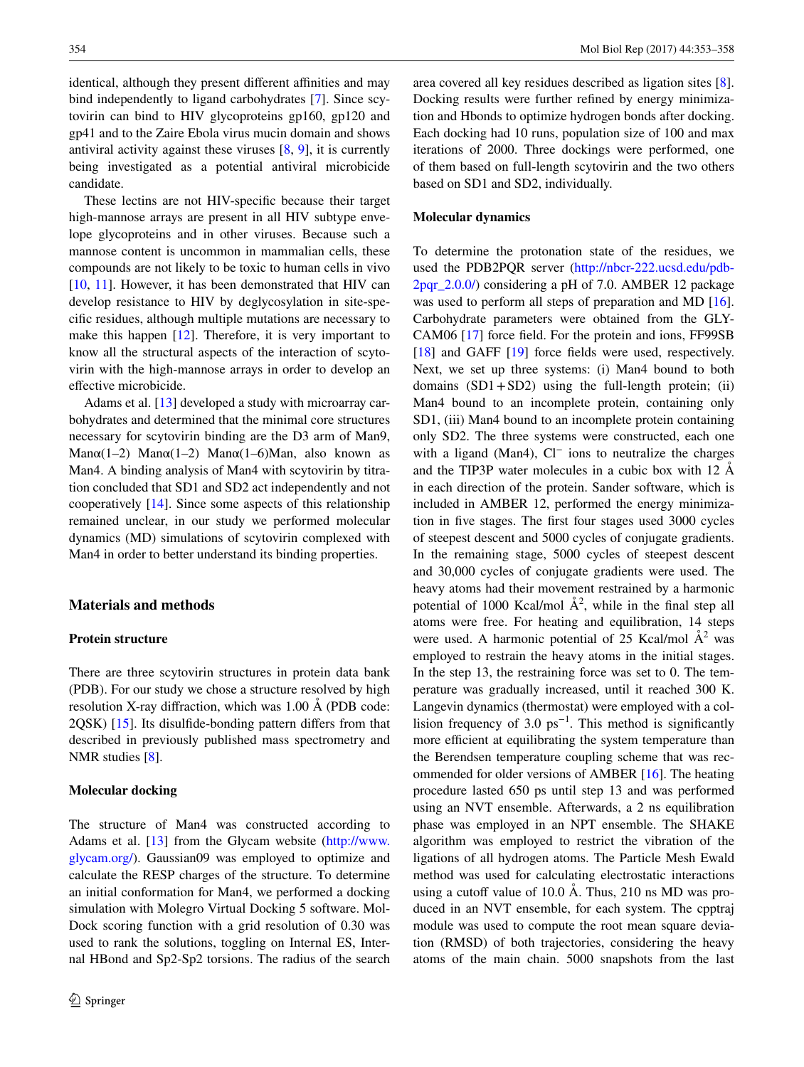identical, although they present different affinities and may bind independently to ligand carbohydrates [7]. Since scytovirin can bind to HIV glycoproteins gp160, gp120 and gp41 and to the Zaire Ebola virus mucin domain and shows antiviral activity against these viruses [8, 9], it is currently being investigated as a potential antiviral microbicide candidate.

These lectins are not HIV-specific because their target high-mannose arrays are present in all HIV subtype envelope glycoproteins and in other viruses. Because such a mannose content is uncommon in mammalian cells, these compounds are not likely to be toxic to human cells in vivo [10, 11]. However, it has been demonstrated that HIV can develop resistance to HIV by deglycosylation in site-specific residues, although multiple mutations are necessary to make this happen [12]. Therefore, it is very important to know all the structural aspects of the interaction of scytovirin with the high-mannose arrays in order to develop an effective microbicide.

Adams et al. [13] developed a study with microarray carbohydrates and determined that the minimal core structures necessary for scytovirin binding are the D3 arm of Man9, Manα(1–2) Manα(1–2) Manα(1–6)Man, also known as Man4. A binding analysis of Man4 with scytovirin by titration concluded that SD1 and SD2 act independently and not cooperatively [14]. Since some aspects of this relationship remained unclear, in our study we performed molecular dynamics (MD) simulations of scytovirin complexed with Man4 in order to better understand its binding properties.

## Materials and methods

### Protein structure

There are three scytovirin structures in protein data bank (PDB). For our study we chose a structure resolved by high resolution X-ray diffraction, which was 1.00 Å (PDB code: 2QSK) [15]. Its disulfide-bonding pattern differs from that described in previously published mass spectrometry and NMR studies [8].

### Molecular docking

The structure of Man4 was constructed according to Adams et al. [13] from the Glycam website (http://www.glycam.org/). Gaussian09 was employed to optimize and calculate the RESP charges of the structure. To determine an initial conformation for Man4, we performed a docking simulation with Molegro Virtual Docking 5 software. MolDock scoring function with a grid resolution of 0.30 was used to rank the solutions, toggling on Internal ES, Internal HBond and Sp2-Sp2 torsions. The radius of the search area covered all key residues described as ligation sites [8]. Docking results were further refined by energy minimization and Hbonds to optimize hydrogen bonds after docking. Each docking had 10 runs, population size of 100 and max iterations of 2000. Three dockings were performed, one of them based on full-length scytovirin and the two others based on SD1 and SD2, individually.

### Molecular dynamics

To determine the protonation state of the residues, we used the PDB2PQR server (http://nbcr-222.ucsd.edu/pdb-2pqr_2.0.0/) considering a pH of 7.0. AMBER 12 package was used to perform all steps of preparation and MD [16]. Carbohydrate parameters were obtained from the GLYCAM06 [17] force field. For the protein and ions, FF99SB [18] and GAFF [19] force fields were used, respectively. Next, we set up three systems: (i) Man4 bound to both domains (SD1 + SD2) using the full-length protein; (ii) Man4 bound to an incomplete protein, containing only SD1, (iii) Man4 bound to an incomplete protein containing only SD2. The three systems were constructed, each one with a ligand (Man4), $Cl^-$ ions to neutralize the charges and the TIP3P water molecules in a cubic box with 12 Å in each direction of the protein. Sander software, which is included in AMBER 12, performed the energy minimization in five stages. The first four stages used 3000 cycles of steepest descent and 5000 cycles of conjugate gradients. In the remaining stage, 5000 cycles of steepest descent and 30,000 cycles of conjugate gradients were used. The heavy atoms had their movement restrained by a harmonic potential of 1000 Kcal/mol $Å^2$, while in the final step all atoms were free. For heating and equilibration, 14 steps were used. A harmonic potential of 25 Kcal/mol $Å^2$ was employed to restrain the heavy atoms in the initial stages. In the step 13, the restraining force was set to 0. The temperature was gradually increased, until it reached 300 K. Langevin dynamics (thermostat) were employed with a collision frequency of 3.0 $ps^{-1}$. This method is significantly more efficient at equilibrating the system temperature than the Berendsen temperature coupling scheme that was recommended for older versions of AMBER [16]. The heating procedure lasted 650 ps until step 13 and was performed using an NVT ensemble. Afterwards, a 2 ns equilibration phase was employed in an NPT ensemble. The SHAKE algorithm was employed to restrict the vibration of the ligations of all hydrogen atoms. The Particle Mesh Ewald method was used for calculating electrostatic interactions using a cutoff value of 10.0 Å. Thus, 210 ns MD was produced in an NVT ensemble, for each system. The cpptraj module was used to compute the root mean square deviation (RMSD) of both trajectories, considering the heavy atoms of the main chain. 5000 snapshots from the last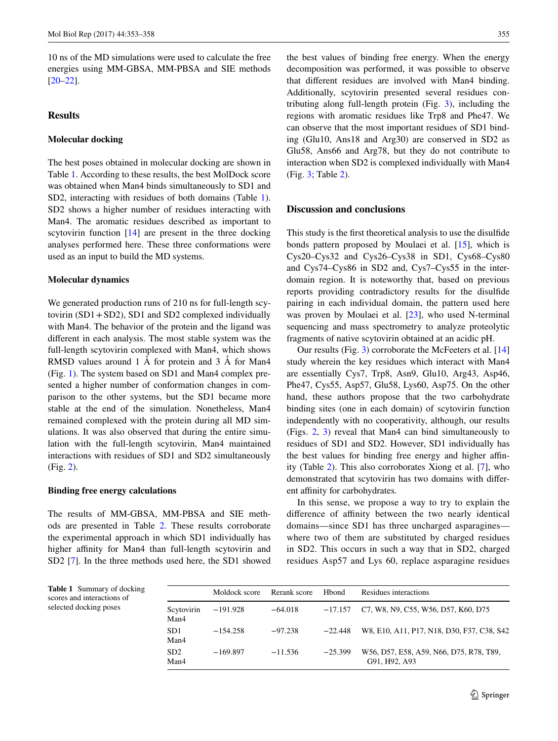10 ns of the MD simulations were used to calculate the free energies using MM-GBSA, MM-PBSA and SIE methods [20–22].

## Results

### Molecular docking

The best poses obtained in molecular docking are shown in Table 1. According to these results, the best MolDock score was obtained when Man4 binds simultaneously to SD1 and SD2, interacting with residues of both domains (Table 1). SD2 shows a higher number of residues interacting with Man4. The aromatic residues described as important to scytovirin function [14] are present in the three docking analyses performed here. These three conformations were used as an input to build the MD systems.

### Molecular dynamics

We generated production runs of 210 ns for full-length scytovirin (SD1 + SD2), SD1 and SD2 complexed individually with Man4. The behavior of the protein and the ligand was different in each analysis. The most stable system was the full-length scytovirin complexed with Man4, which shows RMSD values around 1 Å for protein and 3 Å for Man4 (Fig. 1). The system based on SD1 and Man4 complex presented a higher number of conformation changes in comparison to the other systems, but the SD1 became more stable at the end of the simulation. Nonetheless, Man4 remained complexed with the protein during all MD simulations. It was also observed that during the entire simulation with the full-length scytovirin, Man4 maintained interactions with residues of SD1 and SD2 simultaneously (Fig. 2).

### Binding free energy calculations

The results of MM-GBSA, MM-PBSA and SIE methods are presented in Table 2. These results corroborate the experimental approach in which SD1 individually has higher affinity for Man4 than full-length scytovirin and SD2 [7]. In the three methods used here, the SD1 showed the best values of binding free energy. When the energy decomposition was performed, it was possible to observe that different residues are involved with Man4 binding. Additionally, scytovirin presented several residues contributing along full-length protein (Fig. 3), including the regions with aromatic residues like Trp8 and Phe47. We can observe that the most important residues of SD1 binding (Glu10, Ans18 and Arg30) are conserved in SD2 as Glu58, Ans66 and Arg78, but they do not contribute to interaction when SD2 is complexed individually with Man4 (Fig. 3; Table 2).

## Discussion and conclusions

This study is the first theoretical analysis to use the disulfide bonds pattern proposed by Moulaei et al. [15], which is Cys20–Cys32 and Cys26–Cys38 in SD1, Cys68–Cys80 and Cys74–Cys86 in SD2 and, Cys7–Cys55 in the interdomain region. It is noteworthy that, based on previous reports providing contradictory results for the disulfide pairing in each individual domain, the pattern used here was proven by Moulaei et al. [23], who used N-terminal sequencing and mass spectrometry to analyze proteolytic fragments of native scytovirin obtained at an acidic pH.

Our results (Fig. 3) corroborate the McFeeters et al. [14] study wherein the key residues which interact with Man4 are essentially Cys7, Trp8, Asn9, Glu10, Arg43, Asp46, Phe47, Cys55, Asp57, Glu58, Lys60, Asp75. On the other hand, these authors propose that the two carbohydrate binding sites (one in each domain) of scytovirin function independently with no cooperativity, although, our results (Figs. 2, 3) reveal that Man4 can bind simultaneously to residues of SD1 and SD2. However, SD1 individually has the best values for binding free energy and higher affinity (Table 2). This also corroborates Xiong et al. [7], who demonstrated that scytovirin has two domains with different affinity for carbohydrates.

In this sense, we propose a way to try to explain the difference of affinity between the two nearly identical domains—since SD1 has three uncharged asparagines—where two of them are substituted by charged residues in SD2. This occurs in such a way that in SD2, charged residues Asp57 and Lys 60, replace asparagine residues

**Table 1** Summary of docking scores and interactions of selected docking poses

| | Moldock score | Rerank score | Hbond | Residues interactions |
|---|---|---|---|---|
| Scytovirin Man4 | −191.928 | −64.018 | −17.157 | C7, W8, N9, C55, W56, D57, K60, D75 |
| SD1 Man4 | −154.258 | −97.238 | −22.448 | W8, E10, A11, P17, N18, D30, F37, C38, S42 |
| SD2 Man4 | −169.897 | −11.536 | −25.399 | W56, D57, E58, A59, N66, D75, R78, T89, G91, H92, A93 |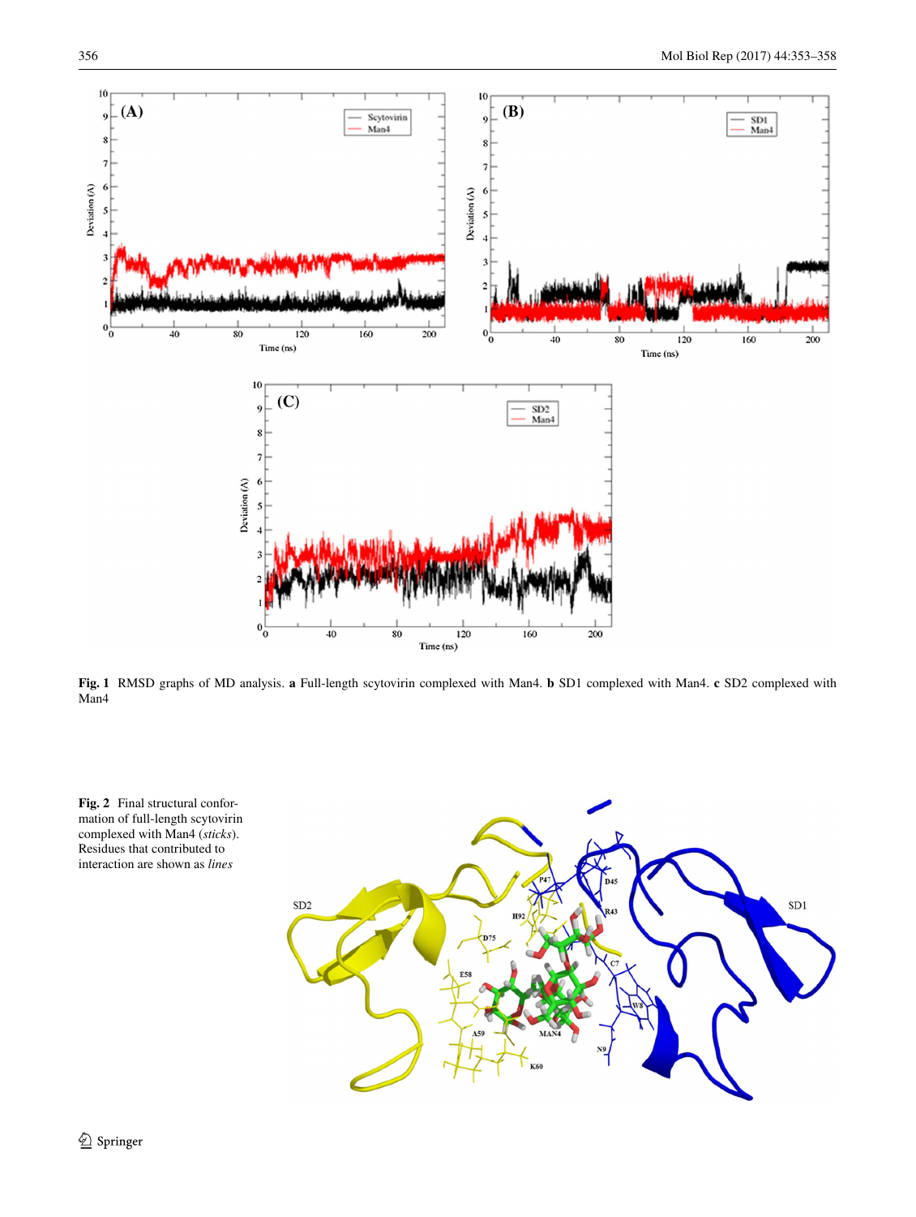**Fig. 1** RMSD graphs of MD analysis. **a** Full-length scytovirin complexed with Man4. **b** SD1 complexed with Man4. **c** SD2 complexed with Man4

**Fig. 2** Final structural conformation of full-length scytovirin complexed with Man4 (*sticks*). Residues that contributed to interaction are shown as *lines*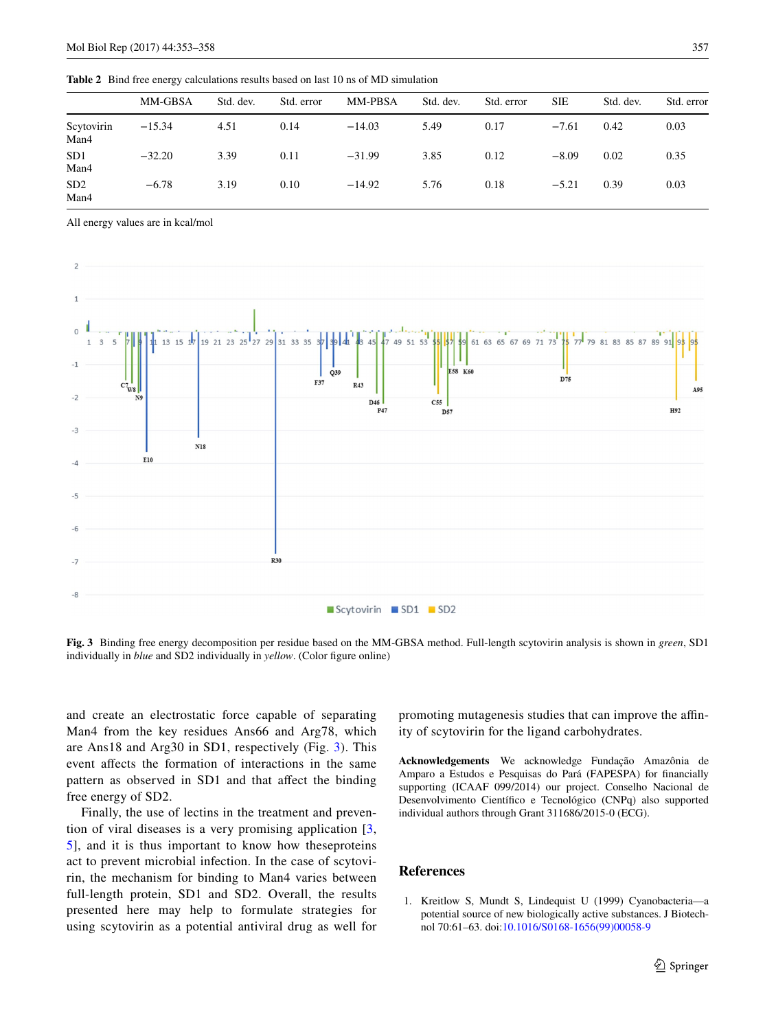**Table 2** Bind free energy calculations results based on last 10 ns of MD simulation

| | MM-GBSA | Std. dev. | Std. error | MM-PBSA | Std. dev. | Std. error | SIE | Std. dev. | Std. error |
|---|---|---|---|---|---|---|---|---|---|
| Scytovirin Man4 | −15.34 | 4.51 | 0.14 | −14.03 | 5.49 | 0.17 | −7.61 | 0.42 | 0.03 |
| SD1 Man4 | −32.20 | 3.39 | 0.11 | −31.99 | 3.85 | 0.12 | −8.09 | 0.02 | 0.35 |
| SD2 Man4 | −6.78 | 3.19 | 0.10 | −14.92 | 5.76 | 0.18 | −5.21 | 0.39 | 0.03 |

All energy values are in kcal/mol

**Fig. 3** Binding free energy decomposition per residue based on the MM-GBSA method. Full-length scytovirin analysis is shown in *green*, SD1 individually in *blue* and SD2 individually in *yellow*. (Color figure online)

and create an electrostatic force capable of separating Man4 from the key residues Ans66 and Arg78, which are Ans18 and Arg30 in SD1, respectively (Fig. 3). This event affects the formation of interactions in the same pattern as observed in SD1 and that affect the binding free energy of SD2.

Finally, the use of lectins in the treatment and prevention of viral diseases is a very promising application [3, 5], and it is thus important to know how theseproteins act to prevent microbial infection. In the case of scytovirin, the mechanism for binding to Man4 varies between full-length protein, SD1 and SD2. Overall, the results presented here may help to formulate strategies for using scytovirin as a potential antiviral drug as well for promoting mutagenesis studies that can improve the affinity of scytovirin for the ligand carbohydrates.

**Acknowledgements** We acknowledge Fundação Amazônia de Amparo a Estudos e Pesquisas do Pará (FAPESPA) for financially supporting (ICAAF 099/2014) our project. Conselho Nacional de Desenvolvimento Científico e Tecnológico (CNPq) also supported individual authors through Grant 311686/2015-0 (ECG).

## References

1. Kreitlow S, Mundt S, Lindequist U (1999) Cyanobacteria—a potential source of new biologically active substances. J Biotechnol 70:61–63. doi:10.1016/S0168-1656(99)00058-9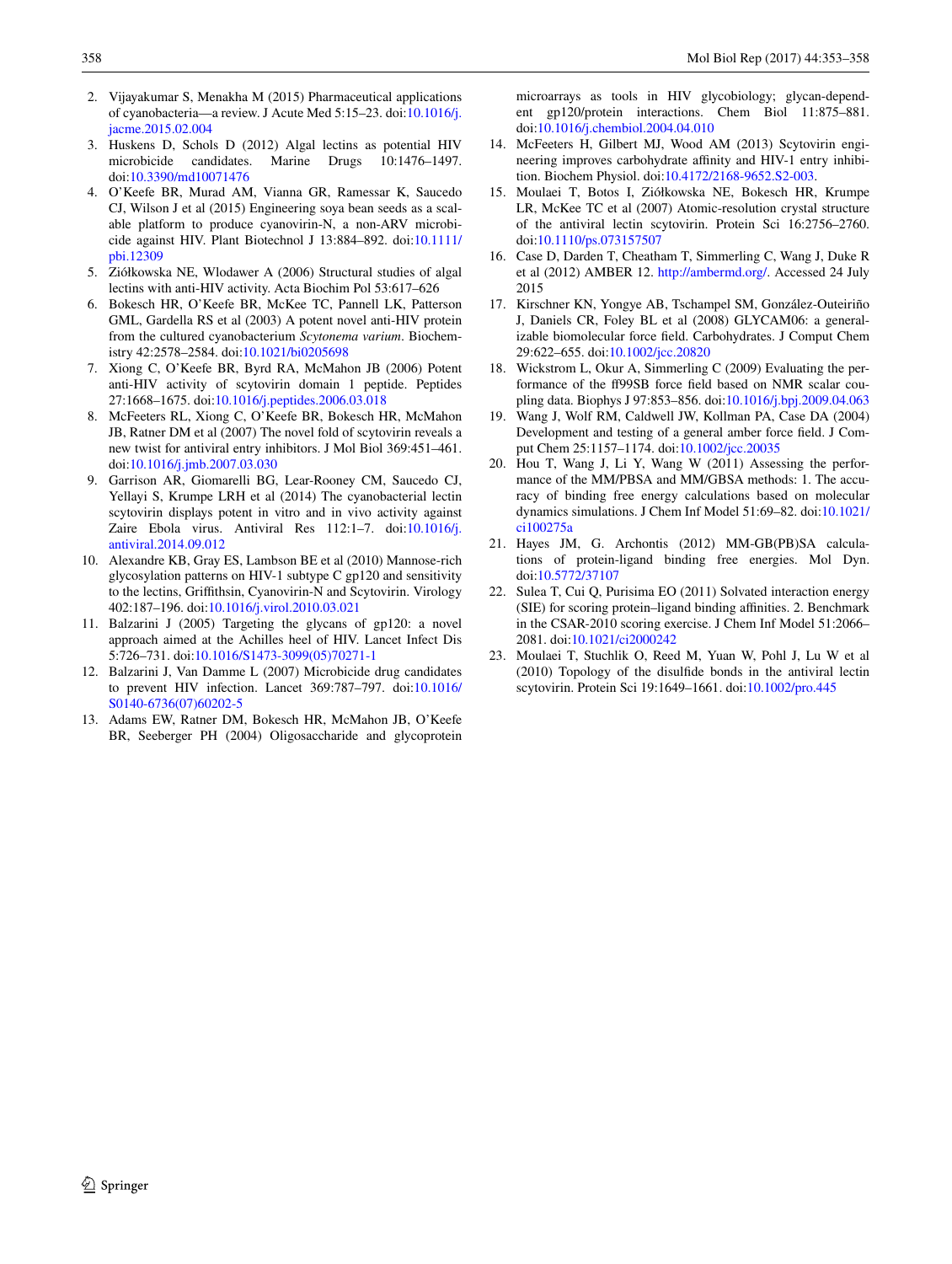2. Vijayakumar S, Menakha M (2015) Pharmaceutical applications of cyanobacteria—a review. J Acute Med 5:15–23. doi:10.1016/j.jacme.2015.02.004
3. Huskens D, Schols D (2012) Algal lectins as potential HIV microbicide candidates. Marine Drugs 10:1476–1497. doi:10.3390/md10071476
4. O'Keefe BR, Murad AM, Vianna GR, Ramessar K, Saucedo CJ, Wilson J et al (2015) Engineering soya bean seeds as a scalable platform to produce cyanovirin-N, a non-ARV microbicide against HIV. Plant Biotechnol J 13:884–892. doi:10.1111/pbi.12309
5. Ziółkowska NE, Wlodawer A (2006) Structural studies of algal lectins with anti-HIV activity. Acta Biochim Pol 53:617–626
6. Bokesch HR, O'Keefe BR, McKee TC, Pannell LK, Patterson GML, Gardella RS et al (2003) A potent novel anti-HIV protein from the cultured cyanobacterium *Scytonema varium*. Biochemistry 42:2578–2584. doi:10.1021/bi0205698
7. Xiong C, O'Keefe BR, Byrd RA, McMahon JB (2006) Potent anti-HIV activity of scytovirin domain 1 peptide. Peptides 27:1668–1675. doi:10.1016/j.peptides.2006.03.018
8. McFeeters RL, Xiong C, O'Keefe BR, Bokesch HR, McMahon JB, Ratner DM et al (2007) The novel fold of scytovirin reveals a new twist for antiviral entry inhibitors. J Mol Biol 369:451–461. doi:10.1016/j.jmb.2007.03.030
9. Garrison AR, Giomarelli BG, Lear-Rooney CM, Saucedo CJ, Yellayi S, Krumpe LRH et al (2014) The cyanobacterial lectin scytovirin displays potent in vitro and in vivo activity against Zaire Ebola virus. Antiviral Res 112:1–7. doi:10.1016/j.antiviral.2014.09.012
10. Alexandre KB, Gray ES, Lambson BE et al (2010) Mannose-rich glycosylation patterns on HIV-1 subtype C gp120 and sensitivity to the lectins, Griffithsin, Cyanovirin-N and Scytovirin. Virology 402:187–196. doi:10.1016/j.virol.2010.03.021
11. Balzarini J (2005) Targeting the glycans of gp120: a novel approach aimed at the Achilles heel of HIV. Lancet Infect Dis 5:726–731. doi:10.1016/S1473-3099(05)70271-1
12. Balzarini J, Van Damme L (2007) Microbicide drug candidates to prevent HIV infection. Lancet 369:787–797. doi:10.1016/S0140-6736(07)60202-5
13. Adams EW, Ratner DM, Bokesch HR, McMahon JB, O'Keefe BR, Seeberger PH (2004) Oligosaccharide and glycoprotein microarrays as tools in HIV glycobiology; glycan-dependent gp120/protein interactions. Chem Biol 11:875–881. doi:10.1016/j.chembiol.2004.04.010
14. McFeeters H, Gilbert MJ, Wood AM (2013) Scytovirin engineering improves carbohydrate affinity and HIV-1 entry inhibition. Biochem Physiol. doi:10.4172/2168-9652.S2-003.
15. Moulaei T, Botos I, Ziółkowska NE, Bokesch HR, Krumpe LR, McKee TC et al (2007) Atomic-resolution crystal structure of the antiviral lectin scytovirin. Protein Sci 16:2756–2760. doi:10.1110/ps.073157507
16. Case D, Darden T, Cheatham T, Simmerling C, Wang J, Duke R et al (2012) AMBER 12. http://ambermd.org/. Accessed 24 July 2015
17. Kirschner KN, Yongye AB, Tschampel SM, González-Outeiriño J, Daniels CR, Foley BL et al (2008) GLYCAM06: a generalizable biomolecular force field. Carbohydrates. J Comput Chem 29:622–655. doi:10.1002/jcc.20820
18. Wickstrom L, Okur A, Simmerling C (2009) Evaluating the performance of the ff99SB force field based on NMR scalar coupling data. Biophys J 97:853–856. doi:10.1016/j.bpj.2009.04.063
19. Wang J, Wolf RM, Caldwell JW, Kollman PA, Case DA (2004) Development and testing of a general amber force field. J Comput Chem 25:1157–1174. doi:10.1002/jcc.20035
20. Hou T, Wang J, Li Y, Wang W (2011) Assessing the performance of the MM/PBSA and MM/GBSA methods: 1. The accuracy of binding free energy calculations based on molecular dynamics simulations. J Chem Inf Model 51:69–82. doi:10.1021/ci100275a
21. Hayes JM, G. Archontis (2012) MM-GB(PB)SA calculations of protein-ligand binding free energies. Mol Dyn. doi:10.5772/37107
22. Sulea T, Cui Q, Purisima EO (2011) Solvated interaction energy (SIE) for scoring protein–ligand binding affinities. 2. Benchmark in the CSAR-2010 scoring exercise. J Chem Inf Model 51:2066–2081. doi:10.1021/ci2000242
23. Moulaei T, Stuchlik O, Reed M, Yuan W, Pohl J, Lu W et al (2010) Topology of the disulfide bonds in the antiviral lectin scytovirin. Protein Sci 19:1649–1661. doi:10.1002/pro.445